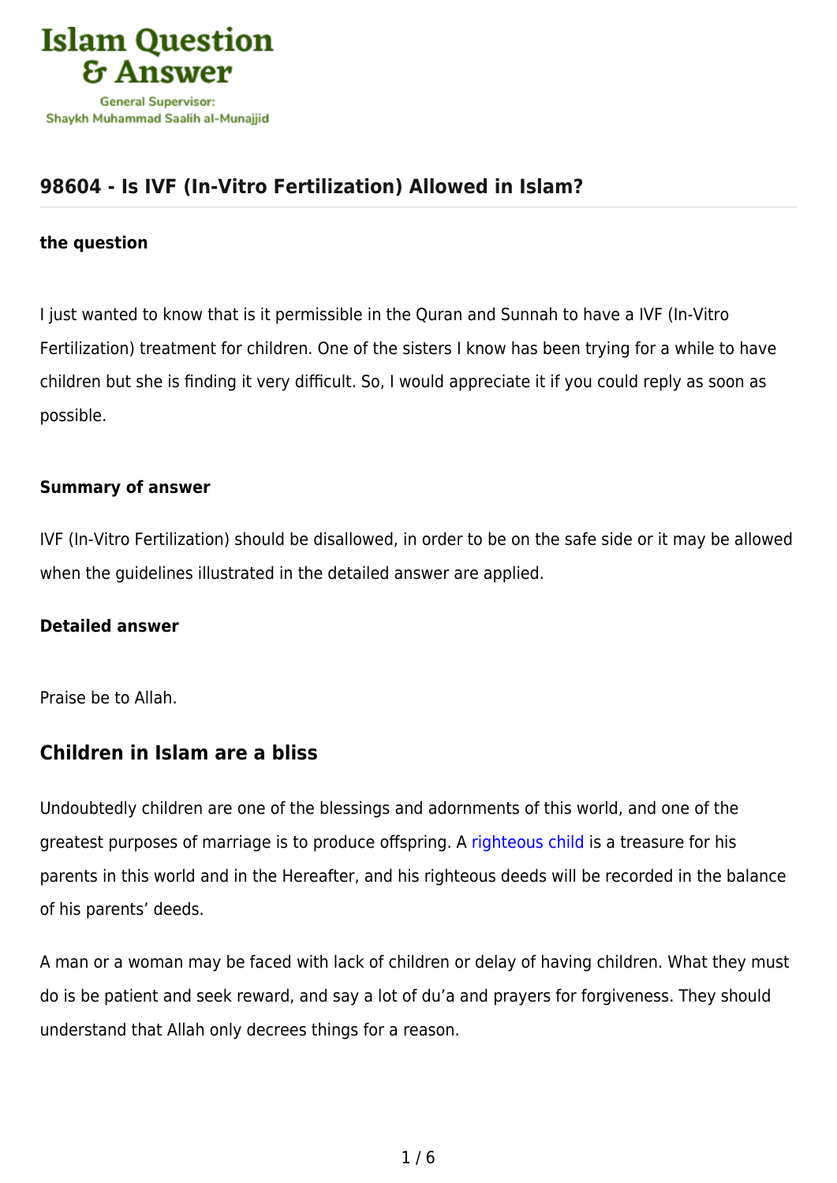# 98604 - Is IVF (In-Vitro Fertilization) Allowed in Islam?

**the question**

I just wanted to know that is it permissible in the Quran and Sunnah to have a IVF (In-Vitro Fertilization) treatment for children. One of the sisters I know has been trying for a while to have children but she is finding it very difficult. So, I would appreciate it if you could reply as soon as possible.

**Summary of answer**

IVF (In-Vitro Fertilization) should be disallowed, in order to be on the safe side or it may be allowed when the guidelines illustrated in the detailed answer are applied.

**Detailed answer**

Praise be to Allah.

## Children in Islam are a bliss

Undoubtedly children are one of the blessings and adornments of this world, and one of the greatest purposes of marriage is to produce offspring. A righteous child is a treasure for his parents in this world and in the Hereafter, and his righteous deeds will be recorded in the balance of his parents' deeds.

A man or a woman may be faced with lack of children or delay of having children. What they must do is be patient and seek reward, and say a lot of du'a and prayers for forgiveness. They should understand that Allah only decrees things for a reason.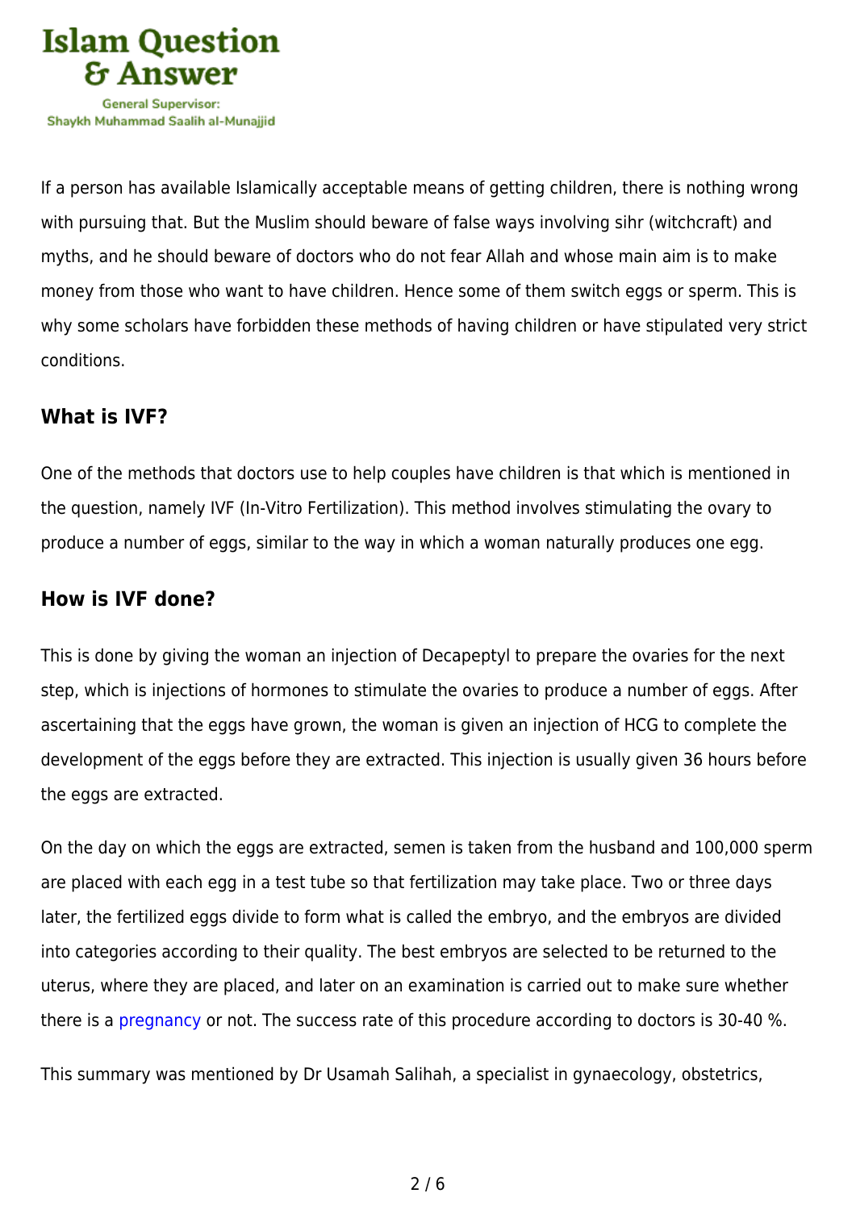If a person has available Islamically acceptable means of getting children, there is nothing wrong with pursuing that. But the Muslim should beware of false ways involving sihr (witchcraft) and myths, and he should beware of doctors who do not fear Allah and whose main aim is to make money from those who want to have children. Hence some of them switch eggs or sperm. This is why some scholars have forbidden these methods of having children or have stipulated very strict conditions.

### What is IVF?

One of the methods that doctors use to help couples have children is that which is mentioned in the question, namely IVF (In-Vitro Fertilization). This method involves stimulating the ovary to produce a number of eggs, similar to the way in which a woman naturally produces one egg.

### How is IVF done?

This is done by giving the woman an injection of Decapeptyl to prepare the ovaries for the next step, which is injections of hormones to stimulate the ovaries to produce a number of eggs. After ascertaining that the eggs have grown, the woman is given an injection of HCG to complete the development of the eggs before they are extracted. This injection is usually given 36 hours before the eggs are extracted.

On the day on which the eggs are extracted, semen is taken from the husband and 100,000 sperm are placed with each egg in a test tube so that fertilization may take place. Two or three days later, the fertilized eggs divide to form what is called the embryo, and the embryos are divided into categories according to their quality. The best embryos are selected to be returned to the uterus, where they are placed, and later on an examination is carried out to make sure whether there is a pregnancy or not. The success rate of this procedure according to doctors is 30-40 %.

This summary was mentioned by Dr Usamah Salihah, a specialist in gynaecology, obstetrics,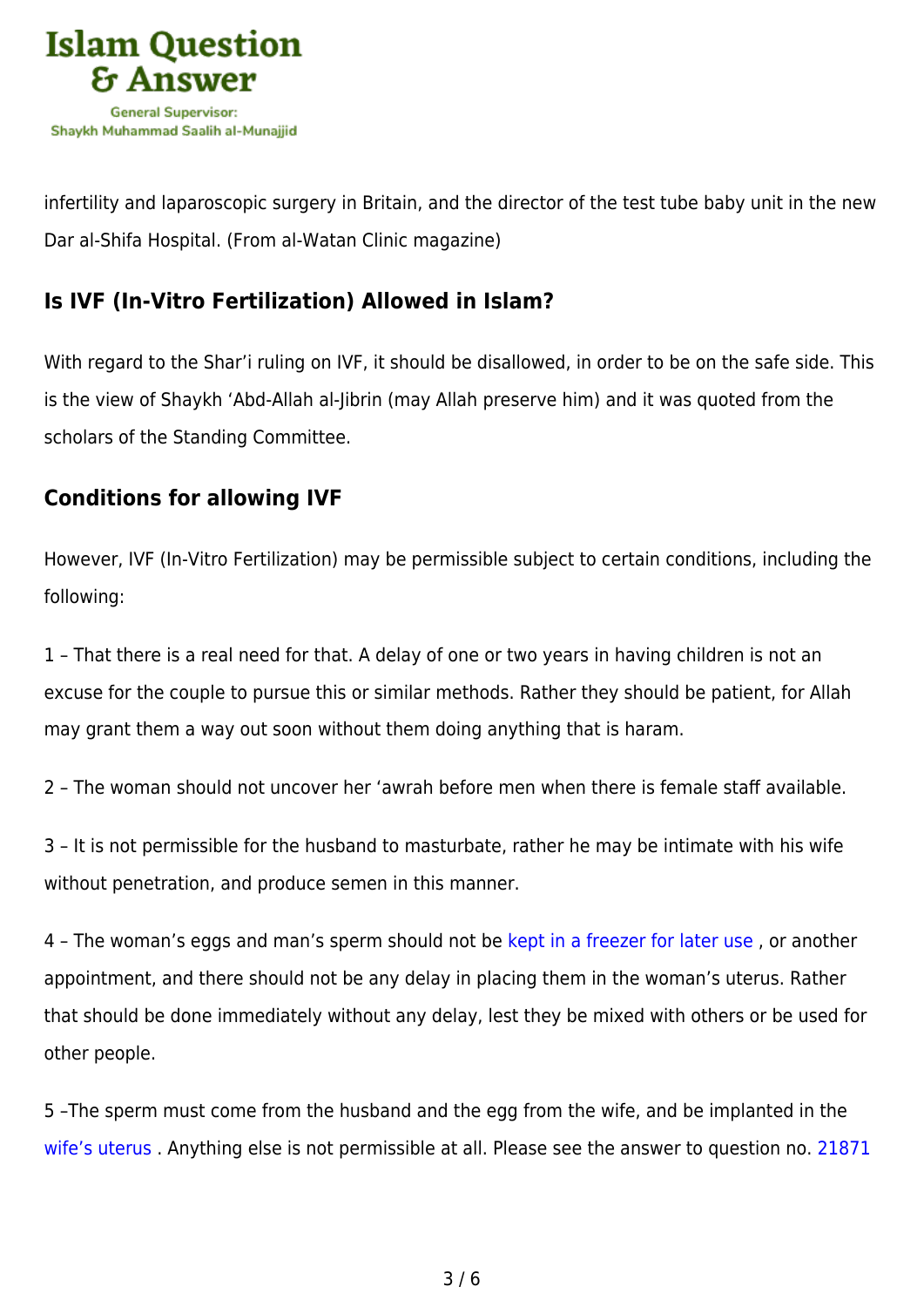infertility and laparoscopic surgery in Britain, and the director of the test tube baby unit in the new Dar al-Shifa Hospital. (From al-Watan Clinic magazine)

## Is IVF (In-Vitro Fertilization) Allowed in Islam?

With regard to the Shar'i ruling on IVF, it should be disallowed, in order to be on the safe side. This is the view of Shaykh 'Abd-Allah al-Jibrin (may Allah preserve him) and it was quoted from the scholars of the Standing Committee.

## Conditions for allowing IVF

However, IVF (In-Vitro Fertilization) may be permissible subject to certain conditions, including the following:

1 – That there is a real need for that. A delay of one or two years in having children is not an excuse for the couple to pursue this or similar methods. Rather they should be patient, for Allah may grant them a way out soon without them doing anything that is haram.

2 – The woman should not uncover her 'awrah before men when there is female staff available.

3 – It is not permissible for the husband to masturbate, rather he may be intimate with his wife without penetration, and produce semen in this manner.

4 – The woman's eggs and man's sperm should not be kept in a freezer for later use , or another appointment, and there should not be any delay in placing them in the woman's uterus. Rather that should be done immediately without any delay, lest they be mixed with others or be used for other people.

5 –The sperm must come from the husband and the egg from the wife, and be implanted in the wife's uterus . Anything else is not permissible at all. Please see the answer to question no. 21871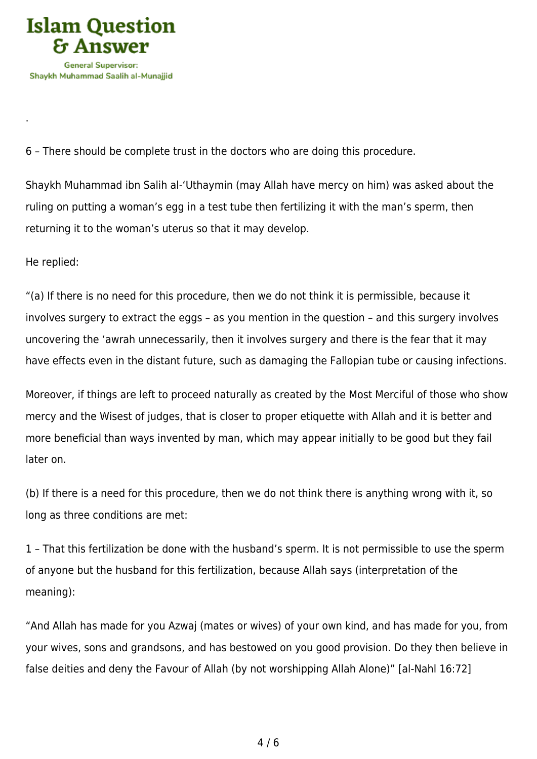.

6 – There should be complete trust in the doctors who are doing this procedure.

Shaykh Muhammad ibn Salih al-‘Uthaymin (may Allah have mercy on him) was asked about the ruling on putting a woman’s egg in a test tube then fertilizing it with the man’s sperm, then returning it to the woman’s uterus so that it may develop.

He replied:

“(a) If there is no need for this procedure, then we do not think it is permissible, because it involves surgery to extract the eggs – as you mention in the question – and this surgery involves uncovering the ‘awrah unnecessarily, then it involves surgery and there is the fear that it may have effects even in the distant future, such as damaging the Fallopian tube or causing infections.

Moreover, if things are left to proceed naturally as created by the Most Merciful of those who show mercy and the Wisest of judges, that is closer to proper etiquette with Allah and it is better and more beneficial than ways invented by man, which may appear initially to be good but they fail later on.

(b) If there is a need for this procedure, then we do not think there is anything wrong with it, so long as three conditions are met:

1 – That this fertilization be done with the husband’s sperm. It is not permissible to use the sperm of anyone but the husband for this fertilization, because Allah says (interpretation of the meaning):

“And Allah has made for you Azwaj (mates or wives) of your own kind, and has made for you, from your wives, sons and grandsons, and has bestowed on you good provision. Do they then believe in false deities and deny the Favour of Allah (by not worshipping Allah Alone)” [al-Nahl 16:72]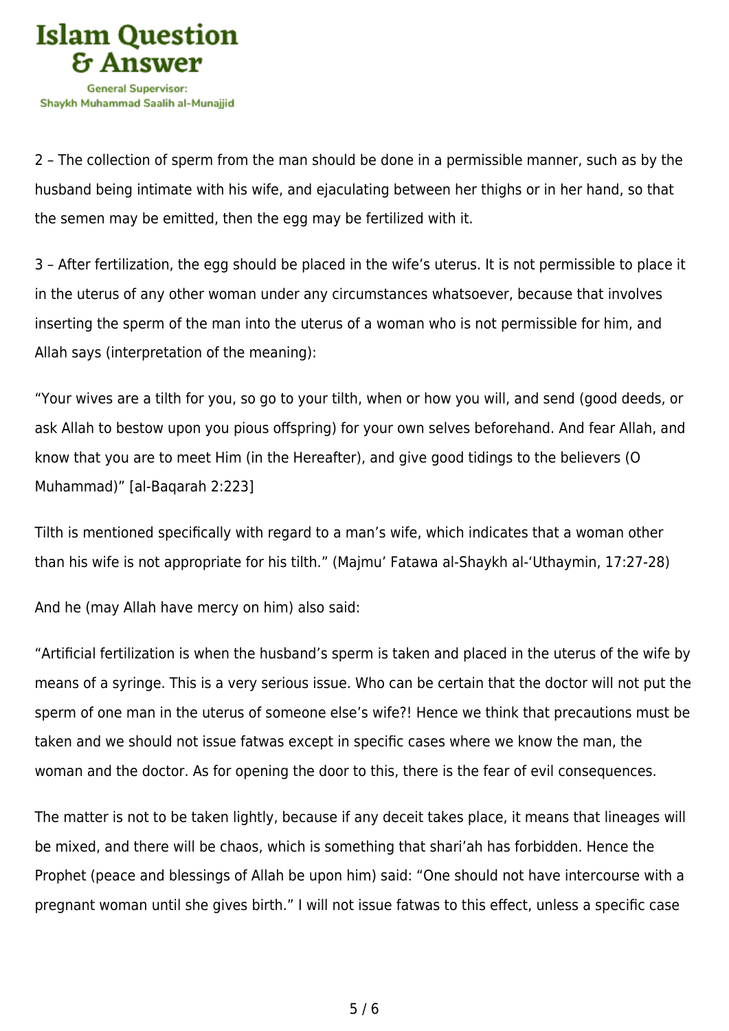2 – The collection of sperm from the man should be done in a permissible manner, such as by the husband being intimate with his wife, and ejaculating between her thighs or in her hand, so that the semen may be emitted, then the egg may be fertilized with it.

3 – After fertilization, the egg should be placed in the wife's uterus. It is not permissible to place it in the uterus of any other woman under any circumstances whatsoever, because that involves inserting the sperm of the man into the uterus of a woman who is not permissible for him, and Allah says (interpretation of the meaning):

"Your wives are a tilth for you, so go to your tilth, when or how you will, and send (good deeds, or ask Allah to bestow upon you pious offspring) for your own selves beforehand. And fear Allah, and know that you are to meet Him (in the Hereafter), and give good tidings to the believers (O Muhammad)" [al-Baqarah 2:223]

Tilth is mentioned specifically with regard to a man's wife, which indicates that a woman other than his wife is not appropriate for his tilth." (Majmu' Fatawa al-Shaykh al-'Uthaymin, 17:27-28)

And he (may Allah have mercy on him) also said:

"Artificial fertilization is when the husband's sperm is taken and placed in the uterus of the wife by means of a syringe. This is a very serious issue. Who can be certain that the doctor will not put the sperm of one man in the uterus of someone else's wife?! Hence we think that precautions must be taken and we should not issue fatwas except in specific cases where we know the man, the woman and the doctor. As for opening the door to this, there is the fear of evil consequences.

The matter is not to be taken lightly, because if any deceit takes place, it means that lineages will be mixed, and there will be chaos, which is something that shari'ah has forbidden. Hence the Prophet (peace and blessings of Allah be upon him) said: "One should not have intercourse with a pregnant woman until she gives birth." I will not issue fatwas to this effect, unless a specific case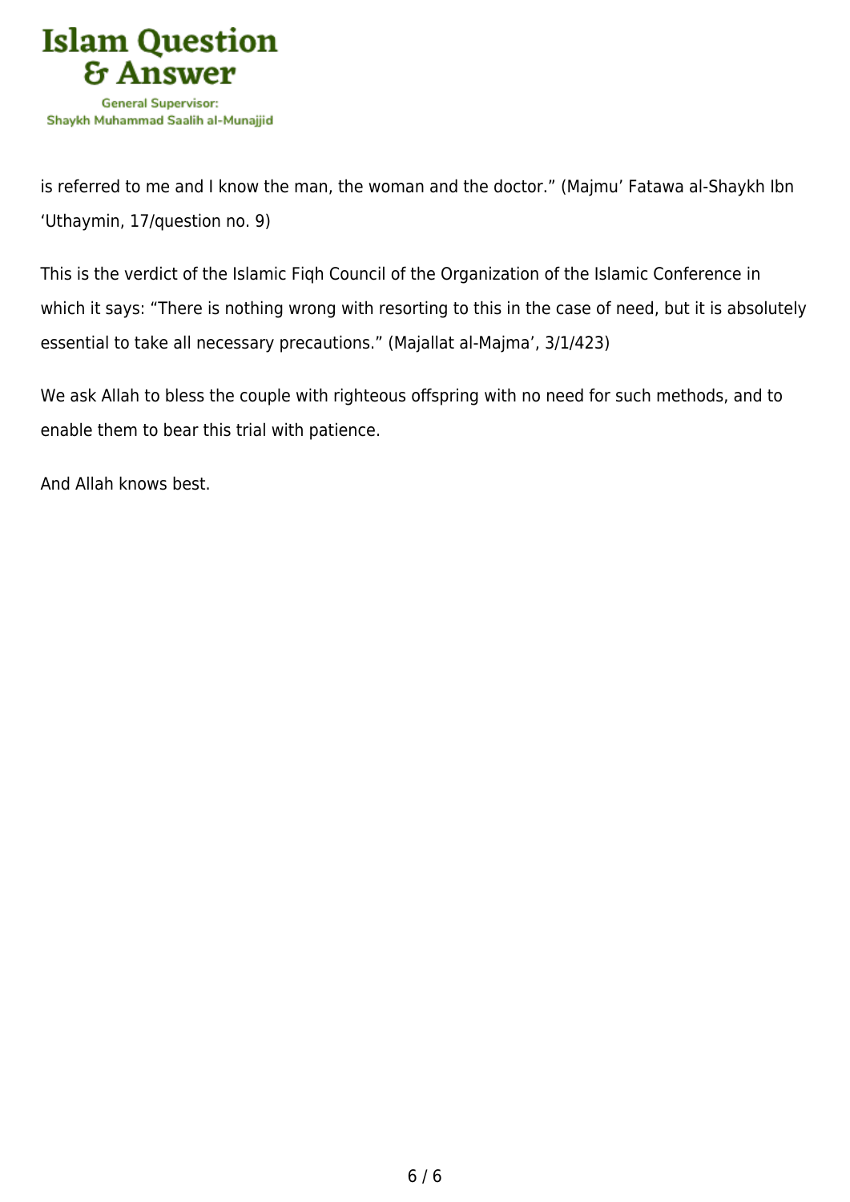is referred to me and I know the man, the woman and the doctor." (Majmu' Fatawa al-Shaykh Ibn 'Uthaymin, 17/question no. 9)

This is the verdict of the Islamic Fiqh Council of the Organization of the Islamic Conference in which it says: "There is nothing wrong with resorting to this in the case of need, but it is absolutely essential to take all necessary precautions." (Majallat al-Majma', 3/1/423)

We ask Allah to bless the couple with righteous offspring with no need for such methods, and to enable them to bear this trial with patience.

And Allah knows best.